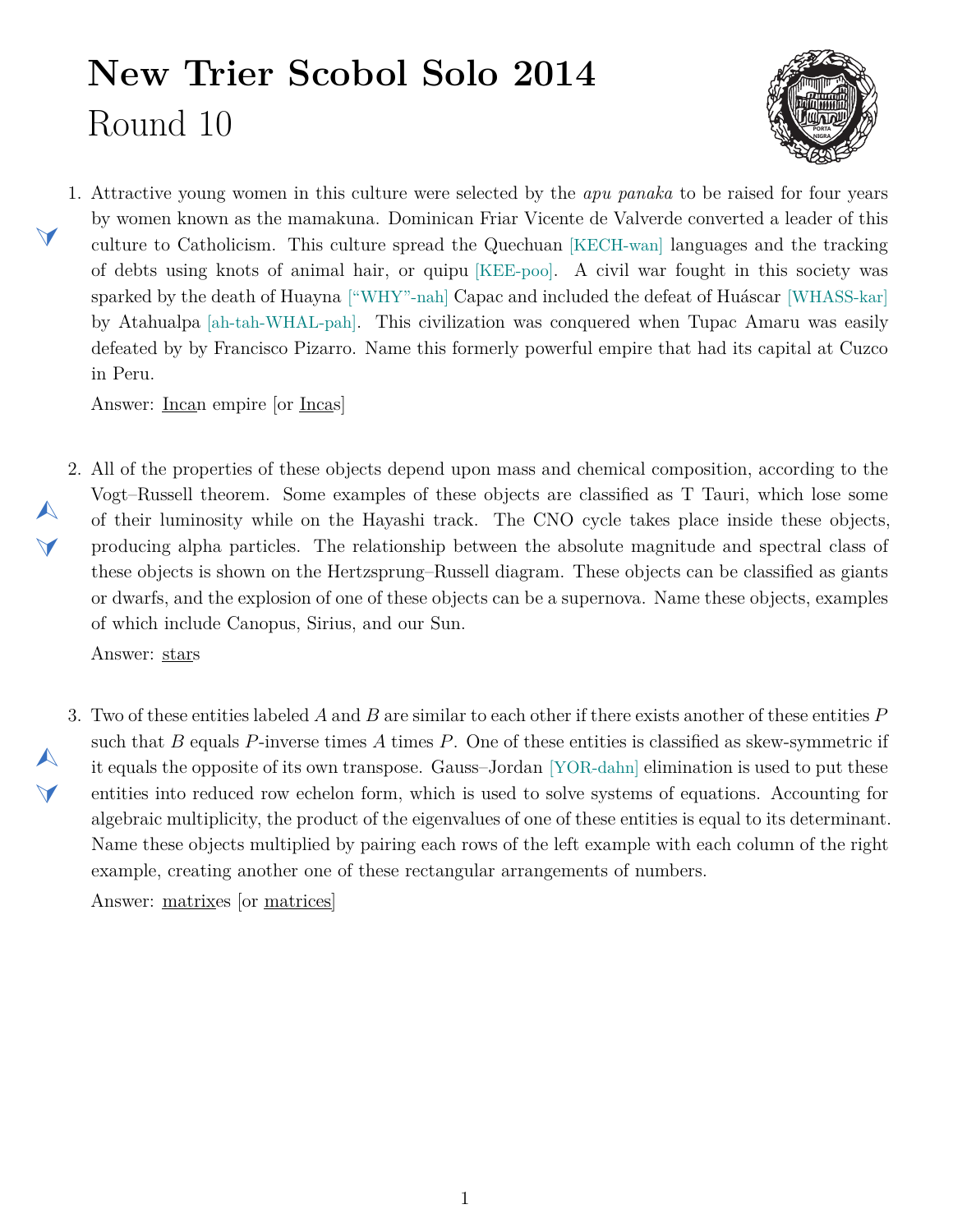# New Trier Scobol Solo 2014

## Round 10

1. Attractive young women in this culture were selected by the *apu panaka* to be raised for four years by women known as the mamakuna. Dominican Friar Vicente de Valverde converted a leader of this culture to Catholicism. This culture spread the Quechuan [KECH-wan] languages and the tracking of debts using knots of animal hair, or quipu [KEE-poo]. A civil war fought in this society was sparked by the death of Huayna ["WHY"-nah] Capac and included the defeat of Huáscar [WHASS-kar] by Atahualpa [ah-tah-WHAL-pah]. This civilization was conquered when Tupac Amaru was easily defeated by by Francisco Pizarro. Name this formerly powerful empire that had its capital at Cuzco in Peru.

   Answer: Incan empire [or Incas]

2. All of the properties of these objects depend upon mass and chemical composition, according to the Vogt–Russell theorem. Some examples of these objects are classified as T Tauri, which lose some of their luminosity while on the Hayashi track. The CNO cycle takes place inside these objects, producing alpha particles. The relationship between the absolute magnitude and spectral class of these objects is shown on the Hertzsprung–Russell diagram. These objects can be classified as giants or dwarfs, and the explosion of one of these objects can be a supernova. Name these objects, examples of which include Canopus, Sirius, and our Sun.

   Answer: stars

3. Two of these entities labeled $A$ and $B$ are similar to each other if there exists another of these entities $P$ such that $B$ equals $P$-inverse times $A$ times $P$. One of these entities is classified as skew-symmetric if it equals the opposite of its own transpose. Gauss–Jordan [YOR-dahn] elimination is used to put these entities into reduced row echelon form, which is used to solve systems of equations. Accounting for algebraic multiplicity, the product of the eigenvalues of one of these entities is equal to its determinant. Name these objects multiplied by pairing each rows of the left example with each column of the right example, creating another one of these rectangular arrangements of numbers.

   Answer: matrixes [or matrices]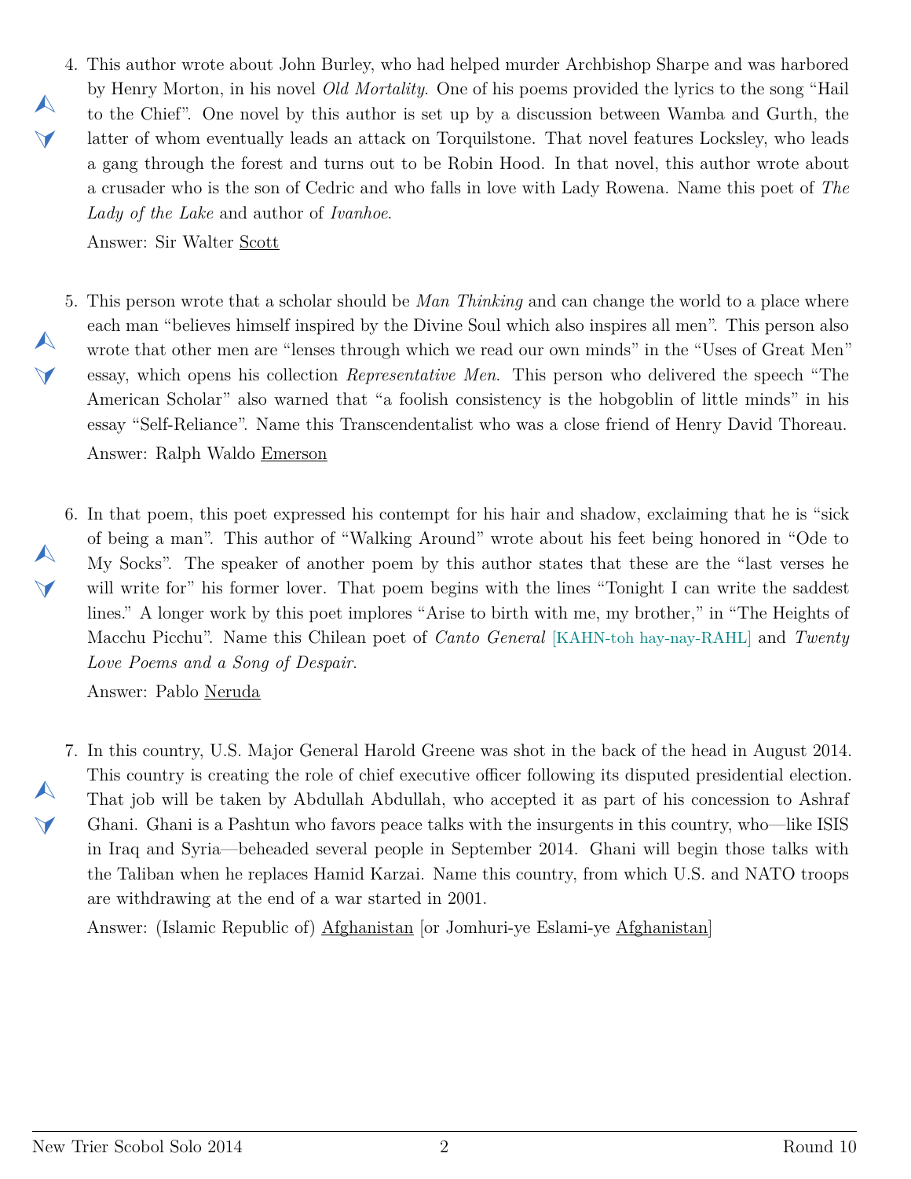4. This author wrote about John Burley, who had helped murder Archbishop Sharpe and was harbored by Henry Morton, in his novel *Old Mortality*. One of his poems provided the lyrics to the song "Hail to the Chief". One novel by this author is set up by a discussion between Wamba and Gurth, the latter of whom eventually leads an attack on Torquilstone. That novel features Locksley, who leads a gang through the forest and turns out to be Robin Hood. In that novel, this author wrote about a crusader who is the son of Cedric and who falls in love with Lady Rowena. Name this poet of *The Lady of the Lake* and author of *Ivanhoe*.

   Answer: Sir Walter <u>Scott</u>

5. This person wrote that a scholar should be *Man Thinking* and can change the world to a place where each man "believes himself inspired by the Divine Soul which also inspires all men". This person also wrote that other men are "lenses through which we read our own minds" in the "Uses of Great Men" essay, which opens his collection *Representative Men*. This person who delivered the speech "The American Scholar" also warned that "a foolish consistency is the hobgoblin of little minds" in his essay "Self-Reliance". Name this Transcendentalist who was a close friend of Henry David Thoreau.

   Answer: Ralph Waldo <u>Emerson</u>

6. In that poem, this poet expressed his contempt for his hair and shadow, exclaiming that he is "sick of being a man". This author of "Walking Around" wrote about his feet being honored in "Ode to My Socks". The speaker of another poem by this author states that these are the "last verses he will write for" his former lover. That poem begins with the lines "Tonight I can write the saddest lines." A longer work by this poet implores "Arise to birth with me, my brother," in "The Heights of Macchu Picchu". Name this Chilean poet of *Canto General* [KAHN-toh hay-nay-RAHL] and *Twenty Love Poems and a Song of Despair*.

   Answer: Pablo <u>Neruda</u>

7. In this country, U.S. Major General Harold Greene was shot in the back of the head in August 2014. This country is creating the role of chief executive officer following its disputed presidential election. That job will be taken by Abdullah Abdullah, who accepted it as part of his concession to Ashraf Ghani. Ghani is a Pashtun who favors peace talks with the insurgents in this country, who—like ISIS in Iraq and Syria—beheaded several people in September 2014. Ghani will begin those talks with the Taliban when he replaces Hamid Karzai. Name this country, from which U.S. and NATO troops are withdrawing at the end of a war started in 2001.

   Answer: (Islamic Republic of) <u>Afghanistan</u> [or Jomhuri-ye Eslami-ye <u>Afghanistan</u>]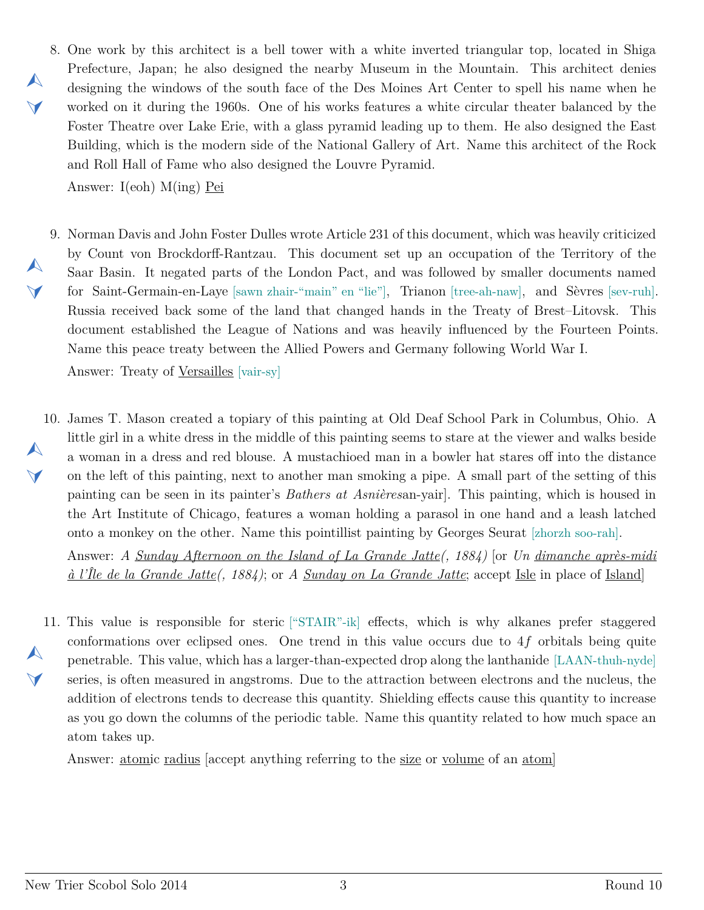8. One work by this architect is a bell tower with a white inverted triangular top, located in Shiga Prefecture, Japan; he also designed the nearby Museum in the Mountain. This architect denies designing the windows of the south face of the Des Moines Art Center to spell his name when he worked on it during the 1960s. One of his works features a white circular theater balanced by the Foster Theatre over Lake Erie, with a glass pyramid leading up to them. He also designed the East Building, which is the modern side of the National Gallery of Art. Name this architect of the Rock and Roll Hall of Fame who also designed the Louvre Pyramid.

   Answer: I(eoh) M(ing) <u>Pei</u>

9. Norman Davis and John Foster Dulles wrote Article 231 of this document, which was heavily criticized by Count von Brockdorff-Rantzau. This document set up an occupation of the Territory of the Saar Basin. It negated parts of the London Pact, and was followed by smaller documents named for Saint-Germain-en-Laye [sawn zhair-"main" en "lie"], Trianon [tree-ah-naw], and Sèvres [sev-ruh]. Russia received back some of the land that changed hands in the Treaty of Brest–Litovsk. This document established the League of Nations and was heavily influenced by the Fourteen Points. Name this peace treaty between the Allied Powers and Germany following World War I.

   Answer: Treaty of <u>Versailles</u> [vair-sy]

10. James T. Mason created a topiary of this painting at Old Deaf School Park in Columbus, Ohio. A little girl in a white dress in the middle of this painting seems to stare at the viewer and walks beside a woman in a dress and red blouse. A mustachioed man in a bowler hat stares off into the distance on the left of this painting, next to another man smoking a pipe. A small part of the setting of this painting can be seen in its painter's *Bathers at Asnières*an-yair]. This painting, which is housed in the Art Institute of Chicago, features a woman holding a parasol in one hand and a leash latched onto a monkey on the other. Name this pointillist painting by Georges Seurat [zhorzh soo-rah].

    Answer: *A <u>Sunday Afternoon on the Island of La Grande Jatte</u>(, 1884)* [or *Un <u>dimanche après-midi à l'Île de la Grande Jatte</u>(, 1884)*; or *A <u>Sunday on La Grande Jatte</u>*; accept <u>Isle</u> in place of <u>Island</u>]

11. This value is responsible for steric ["STAIR"-ik] effects, which is why alkanes prefer staggered conformations over eclipsed ones. One trend in this value occurs due to $4f$ orbitals being quite penetrable. This value, which has a larger-than-expected drop along the lanthanide [LAAN-thuh-nyde] series, is often measured in angstroms. Due to the attraction between electrons and the nucleus, the addition of electrons tends to decrease this quantity. Shielding effects cause this quantity to increase as you go down the columns of the periodic table. Name this quantity related to how much space an atom takes up.

    Answer: <u>atom</u>ic <u>radius</u> [accept anything referring to the <u>size</u> or <u>volume</u> of an <u>atom</u>]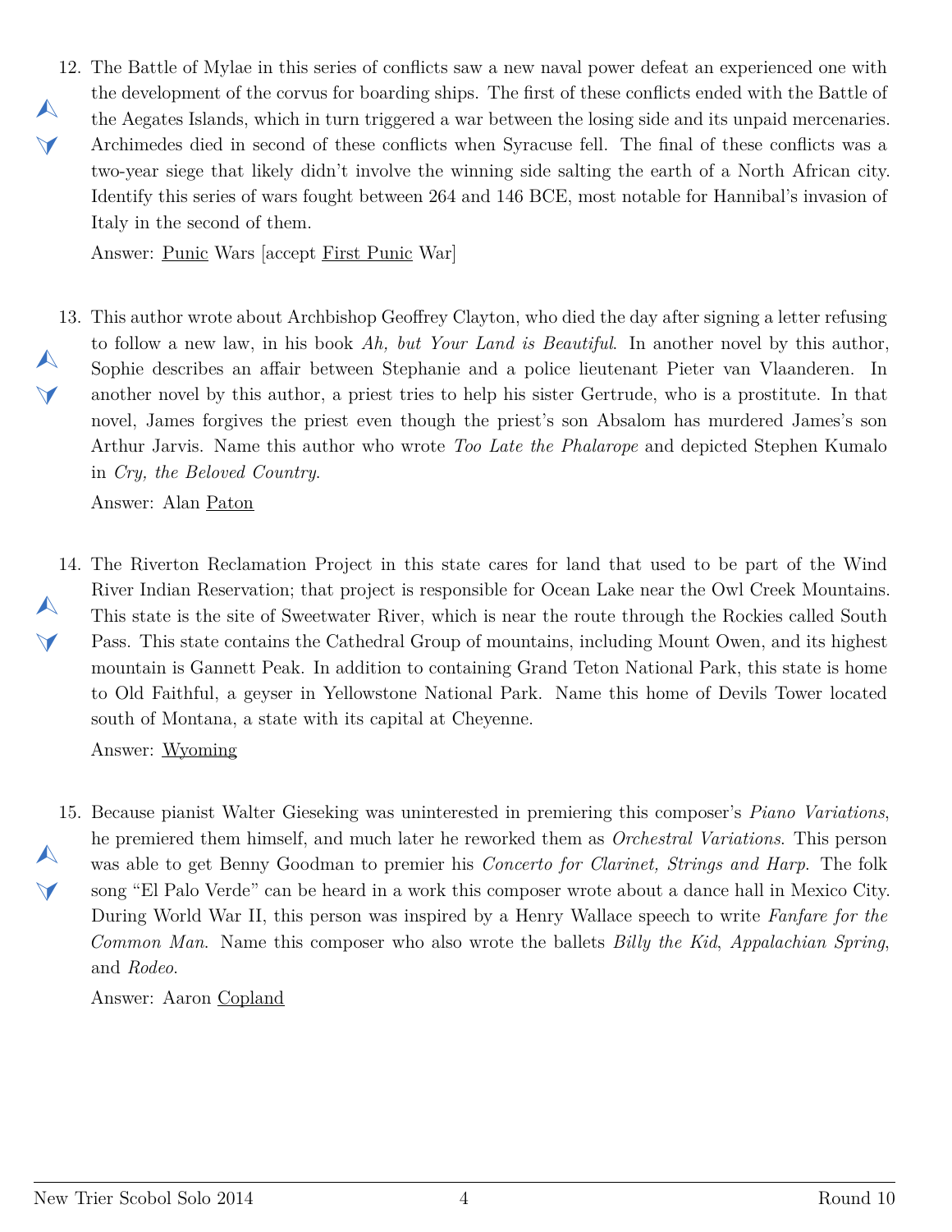12. The Battle of Mylae in this series of conflicts saw a new naval power defeat an experienced one with the development of the corvus for boarding ships. The first of these conflicts ended with the Battle of the Aegates Islands, which in turn triggered a war between the losing side and its unpaid mercenaries. Archimedes died in second of these conflicts when Syracuse fell. The final of these conflicts was a two-year siege that likely didn't involve the winning side salting the earth of a North African city. Identify this series of wars fought between 264 and 146 BCE, most notable for Hannibal's invasion of Italy in the second of them.

    Answer: Punic Wars [accept First Punic War]

13. This author wrote about Archbishop Geoffrey Clayton, who died the day after signing a letter refusing to follow a new law, in his book *Ah, but Your Land is Beautiful*. In another novel by this author, Sophie describes an affair between Stephanie and a police lieutenant Pieter van Vlaanderen. In another novel by this author, a priest tries to help his sister Gertrude, who is a prostitute. In that novel, James forgives the priest even though the priest's son Absalom has murdered James's son Arthur Jarvis. Name this author who wrote *Too Late the Phalarope* and depicted Stephen Kumalo in *Cry, the Beloved Country*.

    Answer: Alan Paton

14. The Riverton Reclamation Project in this state cares for land that used to be part of the Wind River Indian Reservation; that project is responsible for Ocean Lake near the Owl Creek Mountains. This state is the site of Sweetwater River, which is near the route through the Rockies called South Pass. This state contains the Cathedral Group of mountains, including Mount Owen, and its highest mountain is Gannett Peak. In addition to containing Grand Teton National Park, this state is home to Old Faithful, a geyser in Yellowstone National Park. Name this home of Devils Tower located south of Montana, a state with its capital at Cheyenne.

    Answer: Wyoming

15. Because pianist Walter Gieseking was uninterested in premiering this composer's *Piano Variations*, he premiered them himself, and much later he reworked them as *Orchestral Variations*. This person was able to get Benny Goodman to premier his *Concerto for Clarinet, Strings and Harp*. The folk song "El Palo Verde" can be heard in a work this composer wrote about a dance hall in Mexico City. During World War II, this person was inspired by a Henry Wallace speech to write *Fanfare for the Common Man*. Name this composer who also wrote the ballets *Billy the Kid*, *Appalachian Spring*, and *Rodeo*.

    Answer: Aaron Copland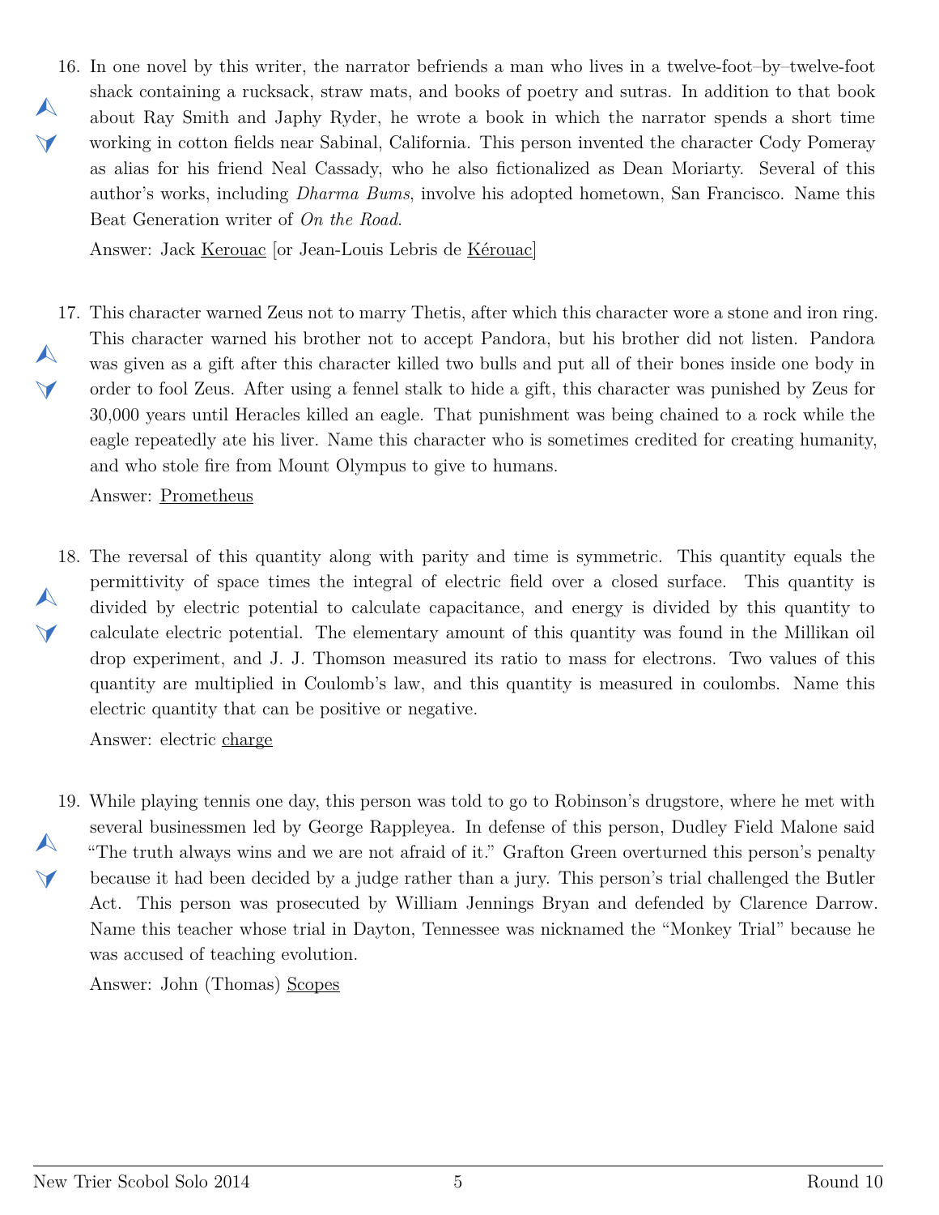16. In one novel by this writer, the narrator befriends a man who lives in a twelve-foot–by–twelve-foot shack containing a rucksack, straw mats, and books of poetry and sutras. In addition to that book about Ray Smith and Japhy Ryder, he wrote a book in which the narrator spends a short time working in cotton fields near Sabinal, California. This person invented the character Cody Pomeray as alias for his friend Neal Cassady, who he also fictionalized as Dean Moriarty. Several of this author's works, including *Dharma Bums*, involve his adopted hometown, San Francisco. Name this Beat Generation writer of *On the Road*.

    Answer: Jack <u>Kerouac</u> [or Jean-Louis Lebris de <u>Kérouac</u>]

17. This character warned Zeus not to marry Thetis, after which this character wore a stone and iron ring. This character warned his brother not to accept Pandora, but his brother did not listen. Pandora was given as a gift after this character killed two bulls and put all of their bones inside one body in order to fool Zeus. After using a fennel stalk to hide a gift, this character was punished by Zeus for 30,000 years until Heracles killed an eagle. That punishment was being chained to a rock while the eagle repeatedly ate his liver. Name this character who is sometimes credited for creating humanity, and who stole fire from Mount Olympus to give to humans.

    Answer: <u>Prometheus</u>

18. The reversal of this quantity along with parity and time is symmetric. This quantity equals the permittivity of space times the integral of electric field over a closed surface. This quantity is divided by electric potential to calculate capacitance, and energy is divided by this quantity to calculate electric potential. The elementary amount of this quantity was found in the Millikan oil drop experiment, and J. J. Thomson measured its ratio to mass for electrons. Two values of this quantity are multiplied in Coulomb's law, and this quantity is measured in coulombs. Name this electric quantity that can be positive or negative.

    Answer: electric <u>charge</u>

19. While playing tennis one day, this person was told to go to Robinson's drugstore, where he met with several businessmen led by George Rappleyea. In defense of this person, Dudley Field Malone said "The truth always wins and we are not afraid of it." Grafton Green overturned this person's penalty because it had been decided by a judge rather than a jury. This person's trial challenged the Butler Act. This person was prosecuted by William Jennings Bryan and defended by Clarence Darrow. Name this teacher whose trial in Dayton, Tennessee was nicknamed the "Monkey Trial" because he was accused of teaching evolution.

    Answer: John (Thomas) <u>Scopes</u>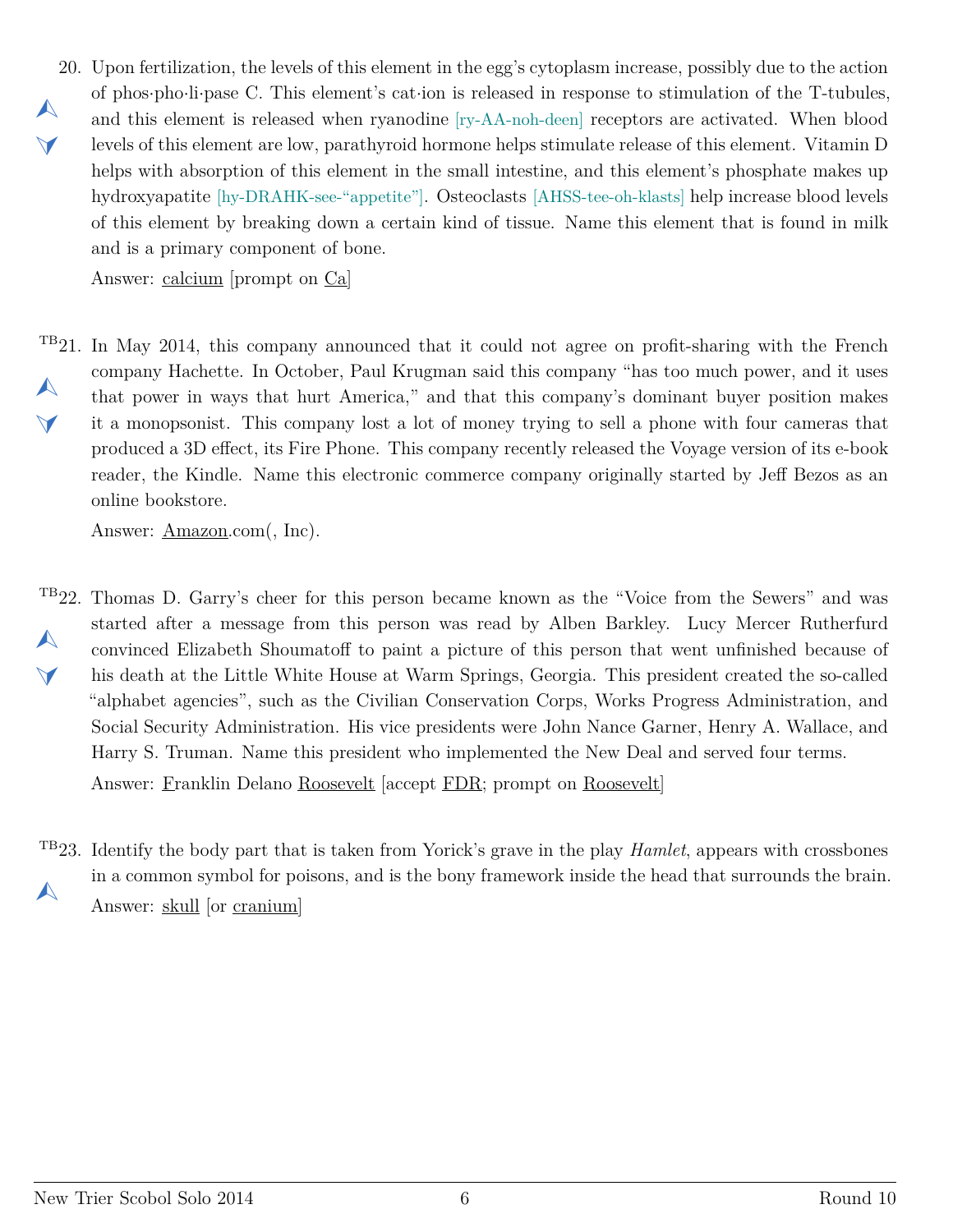20. Upon fertilization, the levels of this element in the egg's cytoplasm increase, possibly due to the action of phos·pho·li·pase C. This element's cat·ion is released in response to stimulation of the T-tubules, and this element is released when ryanodine [ry-AA-noh-deen] receptors are activated. When blood levels of this element are low, parathyroid hormone helps stimulate release of this element. Vitamin D helps with absorption of this element in the small intestine, and this element's phosphate makes up hydroxyapatite [hy-DRAHK-see-"appetite"]. Osteoclasts [AHSS-tee-oh-klasts] help increase blood levels of this element by breaking down a certain kind of tissue. Name this element that is found in milk and is a primary component of bone.

    Answer: <u>calcium</u> [prompt on <u>Ca</u>]

TB21. In May 2014, this company announced that it could not agree on profit-sharing with the French company Hachette. In October, Paul Krugman said this company "has too much power, and it uses that power in ways that hurt America," and that this company's dominant buyer position makes it a monopsonist. This company lost a lot of money trying to sell a phone with four cameras that produced a 3D effect, its Fire Phone. This company recently released the Voyage version of its e-book reader, the Kindle. Name this electronic commerce company originally started by Jeff Bezos as an online bookstore.

    Answer: <u>Amazon</u>.com(, Inc).

TB22. Thomas D. Garry's cheer for this person became known as the "Voice from the Sewers" and was started after a message from this person was read by Alben Barkley. Lucy Mercer Rutherfurd convinced Elizabeth Shoumatoff to paint a picture of this person that went unfinished because of his death at the Little White House at Warm Springs, Georgia. This president created the so-called "alphabet agencies", such as the Civilian Conservation Corps, Works Progress Administration, and Social Security Administration. His vice presidents were John Nance Garner, Henry A. Wallace, and Harry S. Truman. Name this president who implemented the New Deal and served four terms.

    Answer: <u>F</u>ranklin Delano <u>Roosevelt</u> [accept <u>FDR</u>; prompt on <u>Roosevelt</u>]

TB23. Identify the body part that is taken from Yorick's grave in the play *Hamlet*, appears with crossbones in a common symbol for poisons, and is the bony framework inside the head that surrounds the brain.

    Answer: <u>skull</u> [or <u>cranium</u>]